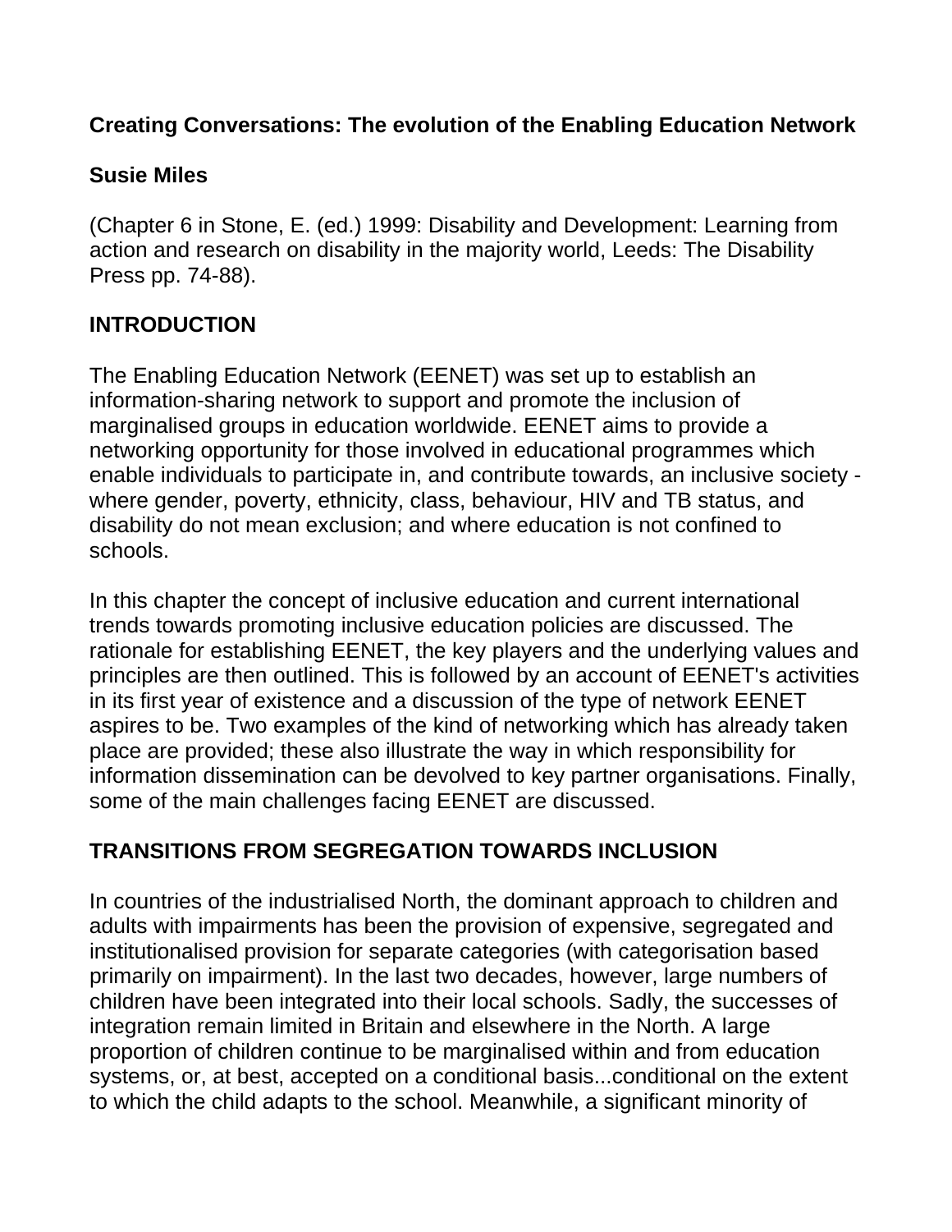# Creating Conversations: The evolution of the Enabling Education Network

**Susie Miles**

(Chapter 6 in Stone, E. (ed.) 1999: Disability and Development: Learning from action and research on disability in the majority world, Leeds: The Disability Press pp. 74-88).

## INTRODUCTION

The Enabling Education Network (EENET) was set up to establish an information-sharing network to support and promote the inclusion of marginalised groups in education worldwide. EENET aims to provide a networking opportunity for those involved in educational programmes which enable individuals to participate in, and contribute towards, an inclusive society - where gender, poverty, ethnicity, class, behaviour, HIV and TB status, and disability do not mean exclusion; and where education is not confined to schools.

In this chapter the concept of inclusive education and current international trends towards promoting inclusive education policies are discussed. The rationale for establishing EENET, the key players and the underlying values and principles are then outlined. This is followed by an account of EENET's activities in its first year of existence and a discussion of the type of network EENET aspires to be. Two examples of the kind of networking which has already taken place are provided; these also illustrate the way in which responsibility for information dissemination can be devolved to key partner organisations. Finally, some of the main challenges facing EENET are discussed.

## TRANSITIONS FROM SEGREGATION TOWARDS INCLUSION

In countries of the industrialised North, the dominant approach to children and adults with impairments has been the provision of expensive, segregated and institutionalised provision for separate categories (with categorisation based primarily on impairment). In the last two decades, however, large numbers of children have been integrated into their local schools. Sadly, the successes of integration remain limited in Britain and elsewhere in the North. A large proportion of children continue to be marginalised within and from education systems, or, at best, accepted on a conditional basis...conditional on the extent to which the child adapts to the school. Meanwhile, a significant minority of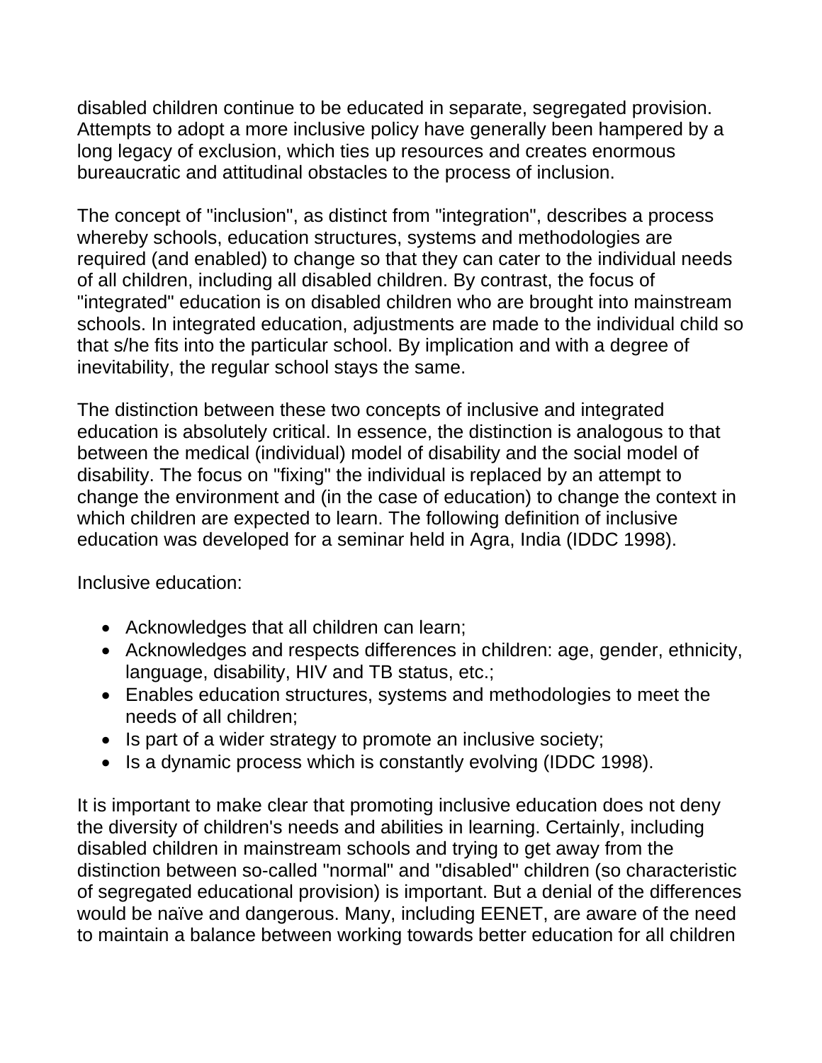disabled children continue to be educated in separate, segregated provision. Attempts to adopt a more inclusive policy have generally been hampered by a long legacy of exclusion, which ties up resources and creates enormous bureaucratic and attitudinal obstacles to the process of inclusion.

The concept of "inclusion", as distinct from "integration", describes a process whereby schools, education structures, systems and methodologies are required (and enabled) to change so that they can cater to the individual needs of all children, including all disabled children. By contrast, the focus of "integrated" education is on disabled children who are brought into mainstream schools. In integrated education, adjustments are made to the individual child so that s/he fits into the particular school. By implication and with a degree of inevitability, the regular school stays the same.

The distinction between these two concepts of inclusive and integrated education is absolutely critical. In essence, the distinction is analogous to that between the medical (individual) model of disability and the social model of disability. The focus on "fixing" the individual is replaced by an attempt to change the environment and (in the case of education) to change the context in which children are expected to learn. The following definition of inclusive education was developed for a seminar held in Agra, India (IDDC 1998).

Inclusive education:

- Acknowledges that all children can learn;
- Acknowledges and respects differences in children: age, gender, ethnicity, language, disability, HIV and TB status, etc.;
- Enables education structures, systems and methodologies to meet the needs of all children;
- Is part of a wider strategy to promote an inclusive society;
- Is a dynamic process which is constantly evolving (IDDC 1998).

It is important to make clear that promoting inclusive education does not deny the diversity of children's needs and abilities in learning. Certainly, including disabled children in mainstream schools and trying to get away from the distinction between so-called "normal" and "disabled" children (so characteristic of segregated educational provision) is important. But a denial of the differences would be naïve and dangerous. Many, including EENET, are aware of the need to maintain a balance between working towards better education for all children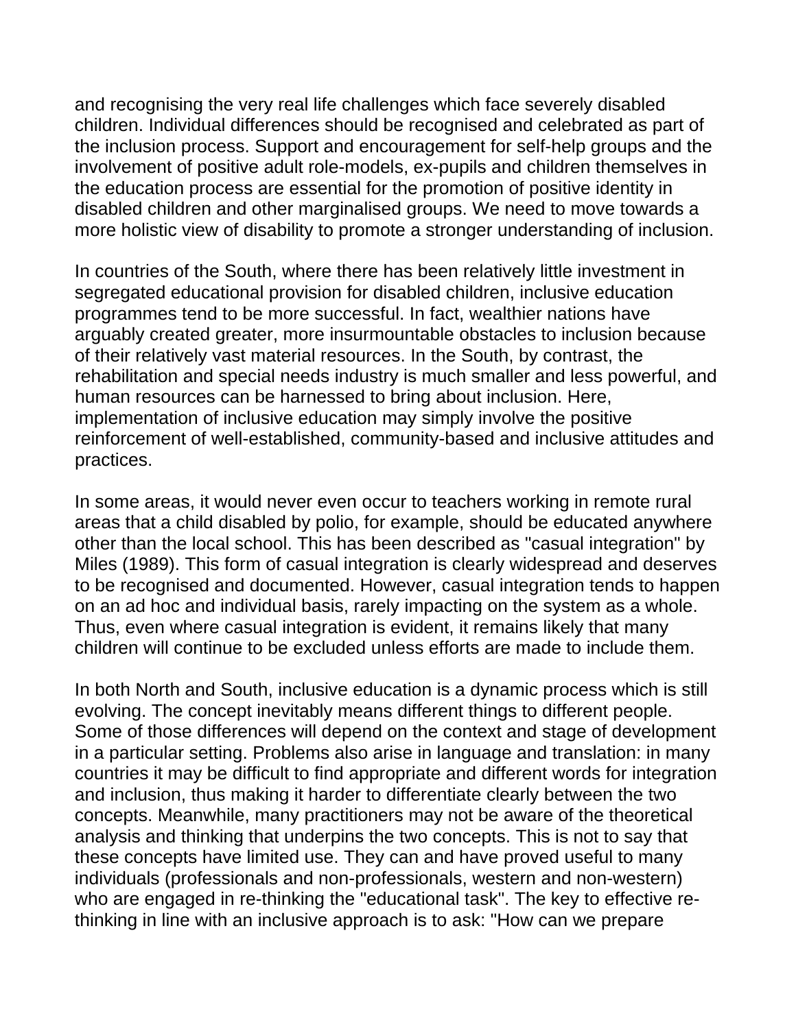and recognising the very real life challenges which face severely disabled children. Individual differences should be recognised and celebrated as part of the inclusion process. Support and encouragement for self-help groups and the involvement of positive adult role-models, ex-pupils and children themselves in the education process are essential for the promotion of positive identity in disabled children and other marginalised groups. We need to move towards a more holistic view of disability to promote a stronger understanding of inclusion.

In countries of the South, where there has been relatively little investment in segregated educational provision for disabled children, inclusive education programmes tend to be more successful. In fact, wealthier nations have arguably created greater, more insurmountable obstacles to inclusion because of their relatively vast material resources. In the South, by contrast, the rehabilitation and special needs industry is much smaller and less powerful, and human resources can be harnessed to bring about inclusion. Here, implementation of inclusive education may simply involve the positive reinforcement of well-established, community-based and inclusive attitudes and practices.

In some areas, it would never even occur to teachers working in remote rural areas that a child disabled by polio, for example, should be educated anywhere other than the local school. This has been described as "casual integration" by Miles (1989). This form of casual integration is clearly widespread and deserves to be recognised and documented. However, casual integration tends to happen on an ad hoc and individual basis, rarely impacting on the system as a whole. Thus, even where casual integration is evident, it remains likely that many children will continue to be excluded unless efforts are made to include them.

In both North and South, inclusive education is a dynamic process which is still evolving. The concept inevitably means different things to different people. Some of those differences will depend on the context and stage of development in a particular setting. Problems also arise in language and translation: in many countries it may be difficult to find appropriate and different words for integration and inclusion, thus making it harder to differentiate clearly between the two concepts. Meanwhile, many practitioners may not be aware of the theoretical analysis and thinking that underpins the two concepts. This is not to say that these concepts have limited use. They can and have proved useful to many individuals (professionals and non-professionals, western and non-western) who are engaged in re-thinking the "educational task". The key to effective re-thinking in line with an inclusive approach is to ask: "How can we prepare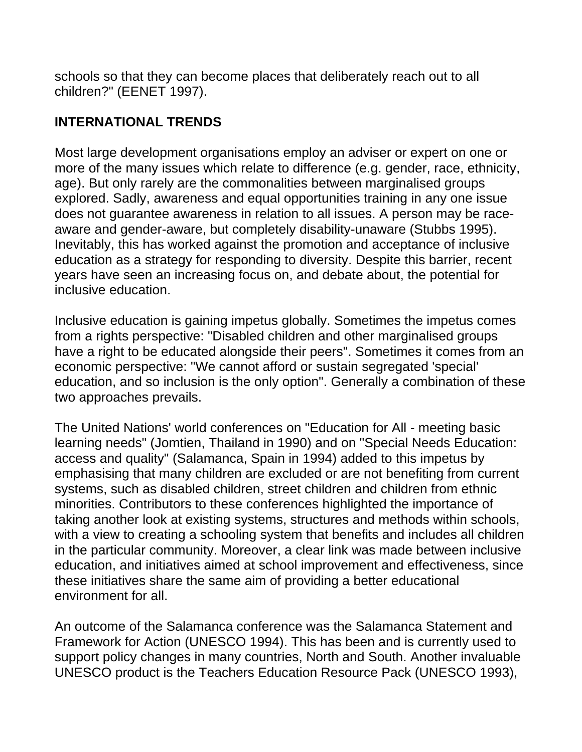schools so that they can become places that deliberately reach out to all children?" (EENET 1997).

## INTERNATIONAL TRENDS

Most large development organisations employ an adviser or expert on one or more of the many issues which relate to difference (e.g. gender, race, ethnicity, age). But only rarely are the commonalities between marginalised groups explored. Sadly, awareness and equal opportunities training in any one issue does not guarantee awareness in relation to all issues. A person may be race-aware and gender-aware, but completely disability-unaware (Stubbs 1995). Inevitably, this has worked against the promotion and acceptance of inclusive education as a strategy for responding to diversity. Despite this barrier, recent years have seen an increasing focus on, and debate about, the potential for inclusive education.

Inclusive education is gaining impetus globally. Sometimes the impetus comes from a rights perspective: "Disabled children and other marginalised groups have a right to be educated alongside their peers". Sometimes it comes from an economic perspective: "We cannot afford or sustain segregated 'special' education, and so inclusion is the only option". Generally a combination of these two approaches prevails.

The United Nations' world conferences on "Education for All - meeting basic learning needs" (Jomtien, Thailand in 1990) and on "Special Needs Education: access and quality" (Salamanca, Spain in 1994) added to this impetus by emphasising that many children are excluded or are not benefiting from current systems, such as disabled children, street children and children from ethnic minorities. Contributors to these conferences highlighted the importance of taking another look at existing systems, structures and methods within schools, with a view to creating a schooling system that benefits and includes all children in the particular community. Moreover, a clear link was made between inclusive education, and initiatives aimed at school improvement and effectiveness, since these initiatives share the same aim of providing a better educational environment for all.

An outcome of the Salamanca conference was the Salamanca Statement and Framework for Action (UNESCO 1994). This has been and is currently used to support policy changes in many countries, North and South. Another invaluable UNESCO product is the Teachers Education Resource Pack (UNESCO 1993),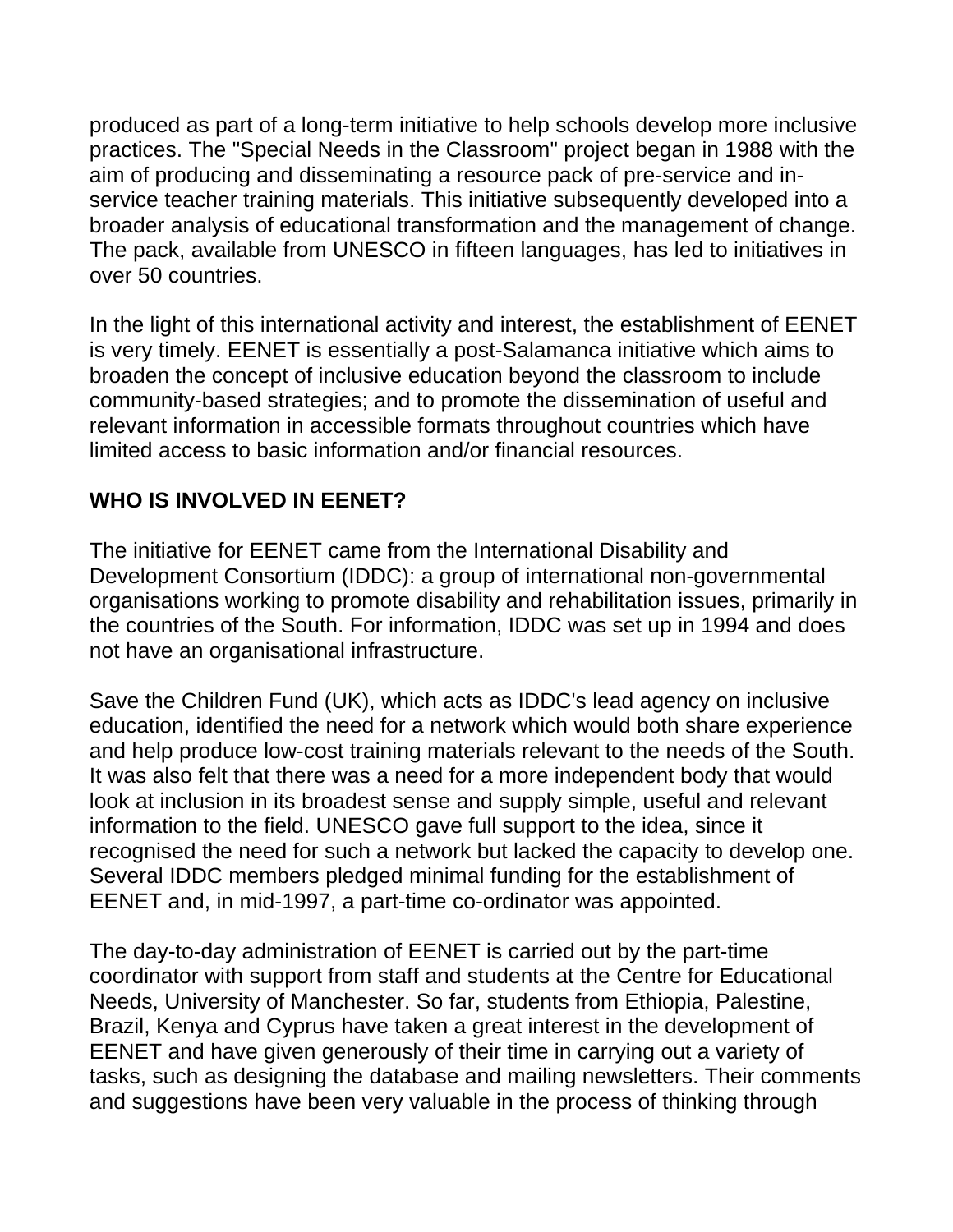produced as part of a long-term initiative to help schools develop more inclusive practices. The "Special Needs in the Classroom" project began in 1988 with the aim of producing and disseminating a resource pack of pre-service and in-service teacher training materials. This initiative subsequently developed into a broader analysis of educational transformation and the management of change. The pack, available from UNESCO in fifteen languages, has led to initiatives in over 50 countries.

In the light of this international activity and interest, the establishment of EENET is very timely. EENET is essentially a post-Salamanca initiative which aims to broaden the concept of inclusive education beyond the classroom to include community-based strategies; and to promote the dissemination of useful and relevant information in accessible formats throughout countries which have limited access to basic information and/or financial resources.

**WHO IS INVOLVED IN EENET?**

The initiative for EENET came from the International Disability and Development Consortium (IDDC): a group of international non-governmental organisations working to promote disability and rehabilitation issues, primarily in the countries of the South. For information, IDDC was set up in 1994 and does not have an organisational infrastructure.

Save the Children Fund (UK), which acts as IDDC's lead agency on inclusive education, identified the need for a network which would both share experience and help produce low-cost training materials relevant to the needs of the South. It was also felt that there was a need for a more independent body that would look at inclusion in its broadest sense and supply simple, useful and relevant information to the field. UNESCO gave full support to the idea, since it recognised the need for such a network but lacked the capacity to develop one. Several IDDC members pledged minimal funding for the establishment of EENET and, in mid-1997, a part-time co-ordinator was appointed.

The day-to-day administration of EENET is carried out by the part-time coordinator with support from staff and students at the Centre for Educational Needs, University of Manchester. So far, students from Ethiopia, Palestine, Brazil, Kenya and Cyprus have taken a great interest in the development of EENET and have given generously of their time in carrying out a variety of tasks, such as designing the database and mailing newsletters. Their comments and suggestions have been very valuable in the process of thinking through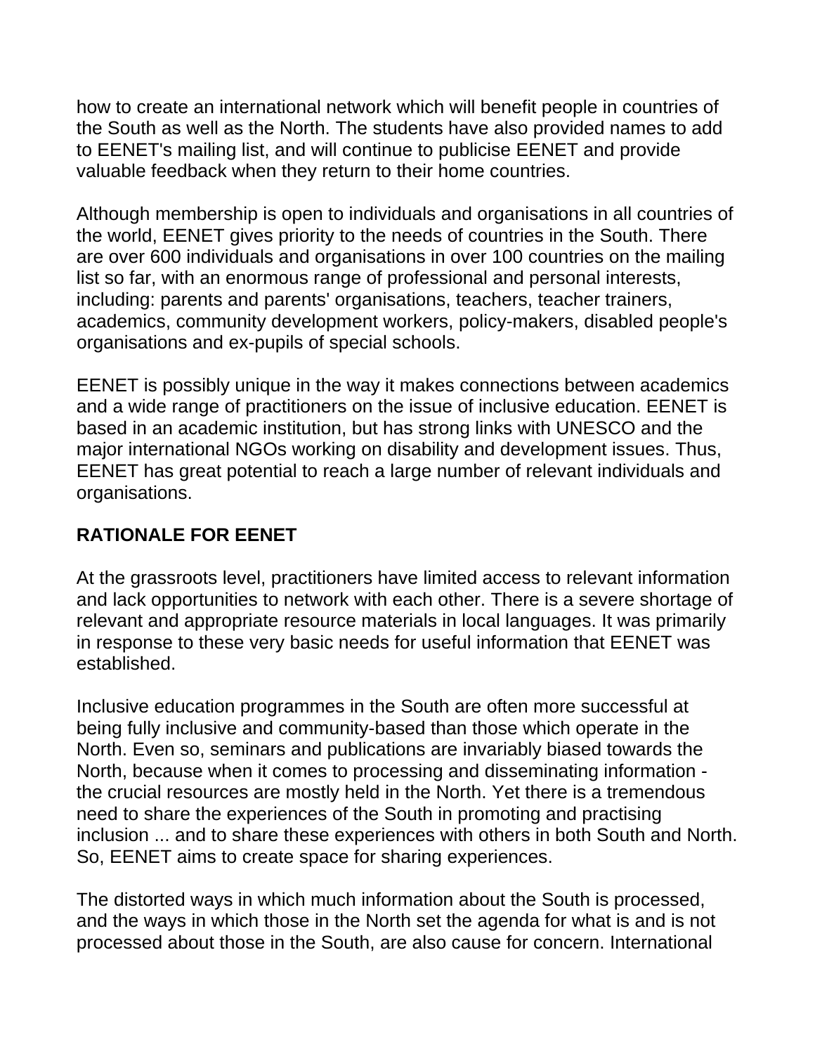how to create an international network which will benefit people in countries of the South as well as the North. The students have also provided names to add to EENET's mailing list, and will continue to publicise EENET and provide valuable feedback when they return to their home countries.

Although membership is open to individuals and organisations in all countries of the world, EENET gives priority to the needs of countries in the South. There are over 600 individuals and organisations in over 100 countries on the mailing list so far, with an enormous range of professional and personal interests, including: parents and parents' organisations, teachers, teacher trainers, academics, community development workers, policy-makers, disabled people's organisations and ex-pupils of special schools.

EENET is possibly unique in the way it makes connections between academics and a wide range of practitioners on the issue of inclusive education. EENET is based in an academic institution, but has strong links with UNESCO and the major international NGOs working on disability and development issues. Thus, EENET has great potential to reach a large number of relevant individuals and organisations.

## RATIONALE FOR EENET

At the grassroots level, practitioners have limited access to relevant information and lack opportunities to network with each other. There is a severe shortage of relevant and appropriate resource materials in local languages. It was primarily in response to these very basic needs for useful information that EENET was established.

Inclusive education programmes in the South are often more successful at being fully inclusive and community-based than those which operate in the North. Even so, seminars and publications are invariably biased towards the North, because when it comes to processing and disseminating information - the crucial resources are mostly held in the North. Yet there is a tremendous need to share the experiences of the South in promoting and practising inclusion ... and to share these experiences with others in both South and North. So, EENET aims to create space for sharing experiences.

The distorted ways in which much information about the South is processed, and the ways in which those in the North set the agenda for what is and is not processed about those in the South, are also cause for concern. International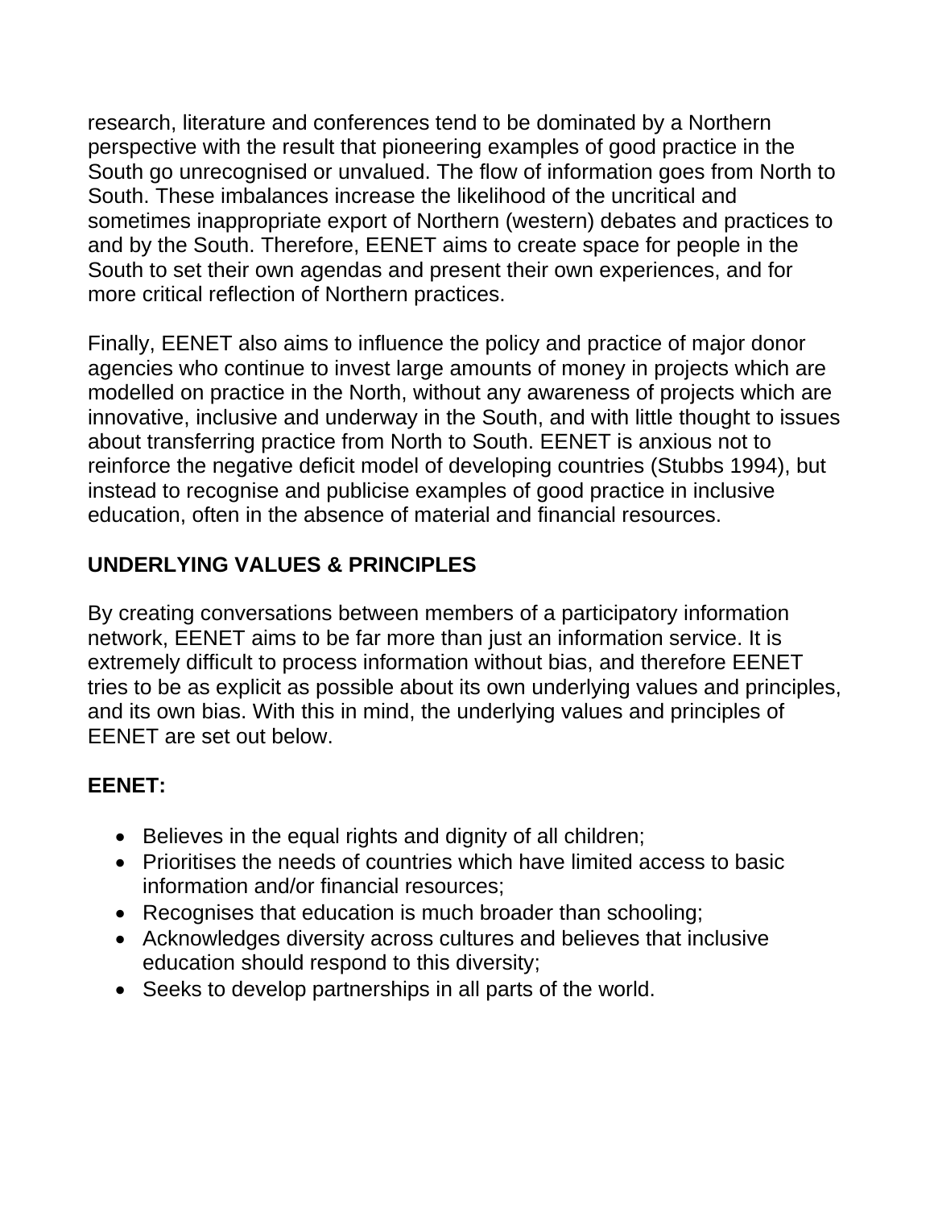research, literature and conferences tend to be dominated by a Northern perspective with the result that pioneering examples of good practice in the South go unrecognised or unvalued. The flow of information goes from North to South. These imbalances increase the likelihood of the uncritical and sometimes inappropriate export of Northern (western) debates and practices to and by the South. Therefore, EENET aims to create space for people in the South to set their own agendas and present their own experiences, and for more critical reflection of Northern practices.

Finally, EENET also aims to influence the policy and practice of major donor agencies who continue to invest large amounts of money in projects which are modelled on practice in the North, without any awareness of projects which are innovative, inclusive and underway in the South, and with little thought to issues about transferring practice from North to South. EENET is anxious not to reinforce the negative deficit model of developing countries (Stubbs 1994), but instead to recognise and publicise examples of good practice in inclusive education, often in the absence of material and financial resources.

## UNDERLYING VALUES & PRINCIPLES

By creating conversations between members of a participatory information network, EENET aims to be far more than just an information service. It is extremely difficult to process information without bias, and therefore EENET tries to be as explicit as possible about its own underlying values and principles, and its own bias. With this in mind, the underlying values and principles of EENET are set out below.

**EENET:**

- Believes in the equal rights and dignity of all children;
- Prioritises the needs of countries which have limited access to basic information and/or financial resources;
- Recognises that education is much broader than schooling;
- Acknowledges diversity across cultures and believes that inclusive education should respond to this diversity;
- Seeks to develop partnerships in all parts of the world.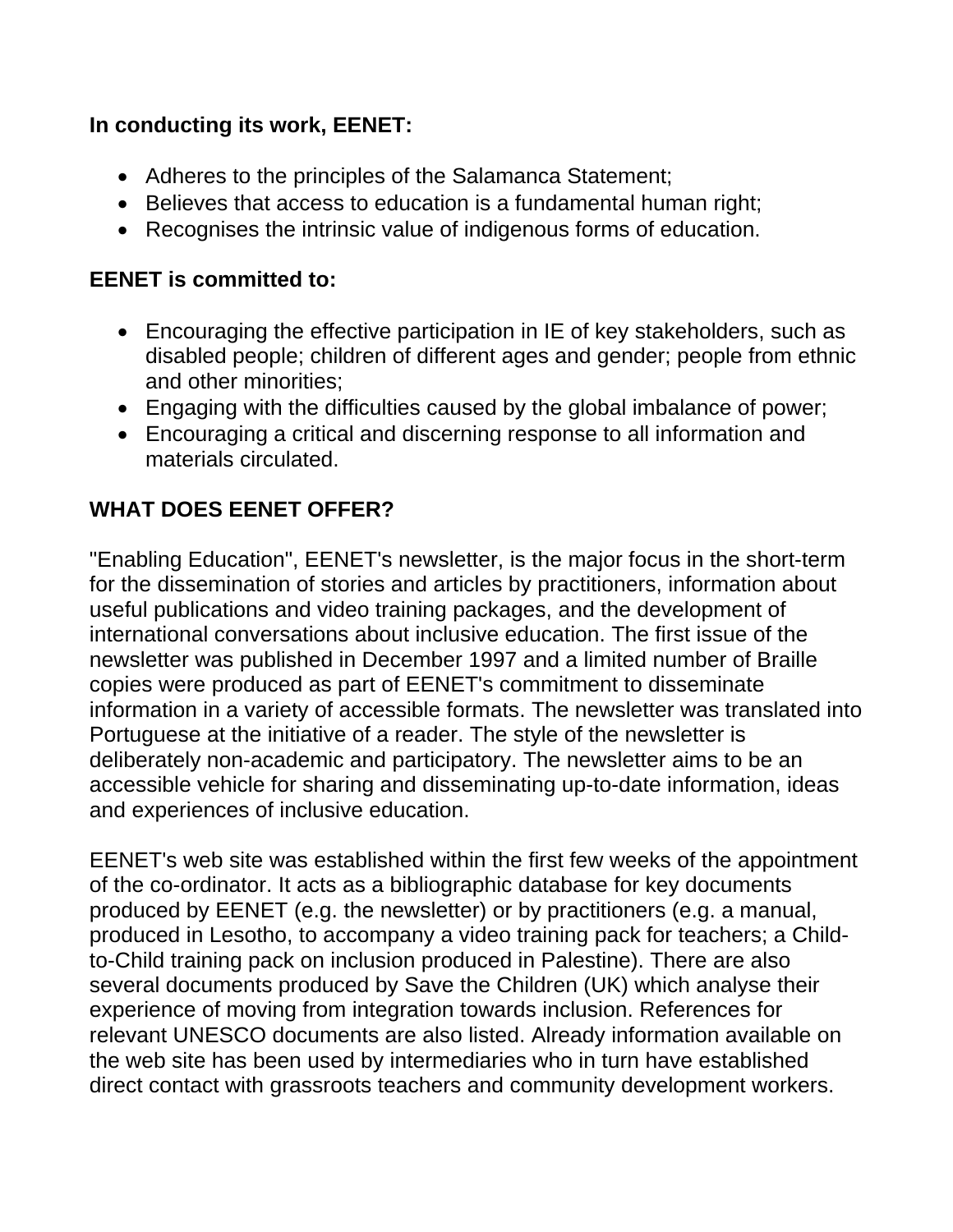**In conducting its work, EENET:**

- Adheres to the principles of the Salamanca Statement;
- Believes that access to education is a fundamental human right;
- Recognises the intrinsic value of indigenous forms of education.

**EENET is committed to:**

- Encouraging the effective participation in IE of key stakeholders, such as disabled people; children of different ages and gender; people from ethnic and other minorities;
- Engaging with the difficulties caused by the global imbalance of power;
- Encouraging a critical and discerning response to all information and materials circulated.

## WHAT DOES EENET OFFER?

"Enabling Education", EENET's newsletter, is the major focus in the short-term for the dissemination of stories and articles by practitioners, information about useful publications and video training packages, and the development of international conversations about inclusive education. The first issue of the newsletter was published in December 1997 and a limited number of Braille copies were produced as part of EENET's commitment to disseminate information in a variety of accessible formats. The newsletter was translated into Portuguese at the initiative of a reader. The style of the newsletter is deliberately non-academic and participatory. The newsletter aims to be an accessible vehicle for sharing and disseminating up-to-date information, ideas and experiences of inclusive education.

EENET's web site was established within the first few weeks of the appointment of the co-ordinator. It acts as a bibliographic database for key documents produced by EENET (e.g. the newsletter) or by practitioners (e.g. a manual, produced in Lesotho, to accompany a video training pack for teachers; a Child-to-Child training pack on inclusion produced in Palestine). There are also several documents produced by Save the Children (UK) which analyse their experience of moving from integration towards inclusion. References for relevant UNESCO documents are also listed. Already information available on the web site has been used by intermediaries who in turn have established direct contact with grassroots teachers and community development workers.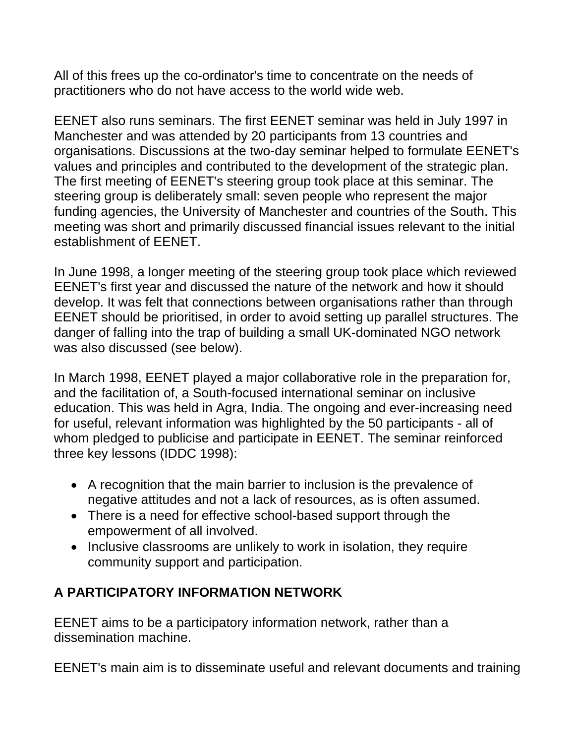All of this frees up the co-ordinator's time to concentrate on the needs of practitioners who do not have access to the world wide web.

EENET also runs seminars. The first EENET seminar was held in July 1997 in Manchester and was attended by 20 participants from 13 countries and organisations. Discussions at the two-day seminar helped to formulate EENET's values and principles and contributed to the development of the strategic plan. The first meeting of EENET's steering group took place at this seminar. The steering group is deliberately small: seven people who represent the major funding agencies, the University of Manchester and countries of the South. This meeting was short and primarily discussed financial issues relevant to the initial establishment of EENET.

In June 1998, a longer meeting of the steering group took place which reviewed EENET's first year and discussed the nature of the network and how it should develop. It was felt that connections between organisations rather than through EENET should be prioritised, in order to avoid setting up parallel structures. The danger of falling into the trap of building a small UK-dominated NGO network was also discussed (see below).

In March 1998, EENET played a major collaborative role in the preparation for, and the facilitation of, a South-focused international seminar on inclusive education. This was held in Agra, India. The ongoing and ever-increasing need for useful, relevant information was highlighted by the 50 participants - all of whom pledged to publicise and participate in EENET. The seminar reinforced three key lessons (IDDC 1998):

- A recognition that the main barrier to inclusion is the prevalence of negative attitudes and not a lack of resources, as is often assumed.
- There is a need for effective school-based support through the empowerment of all involved.
- Inclusive classrooms are unlikely to work in isolation, they require community support and participation.

## A PARTICIPATORY INFORMATION NETWORK

EENET aims to be a participatory information network, rather than a dissemination machine.

EENET's main aim is to disseminate useful and relevant documents and training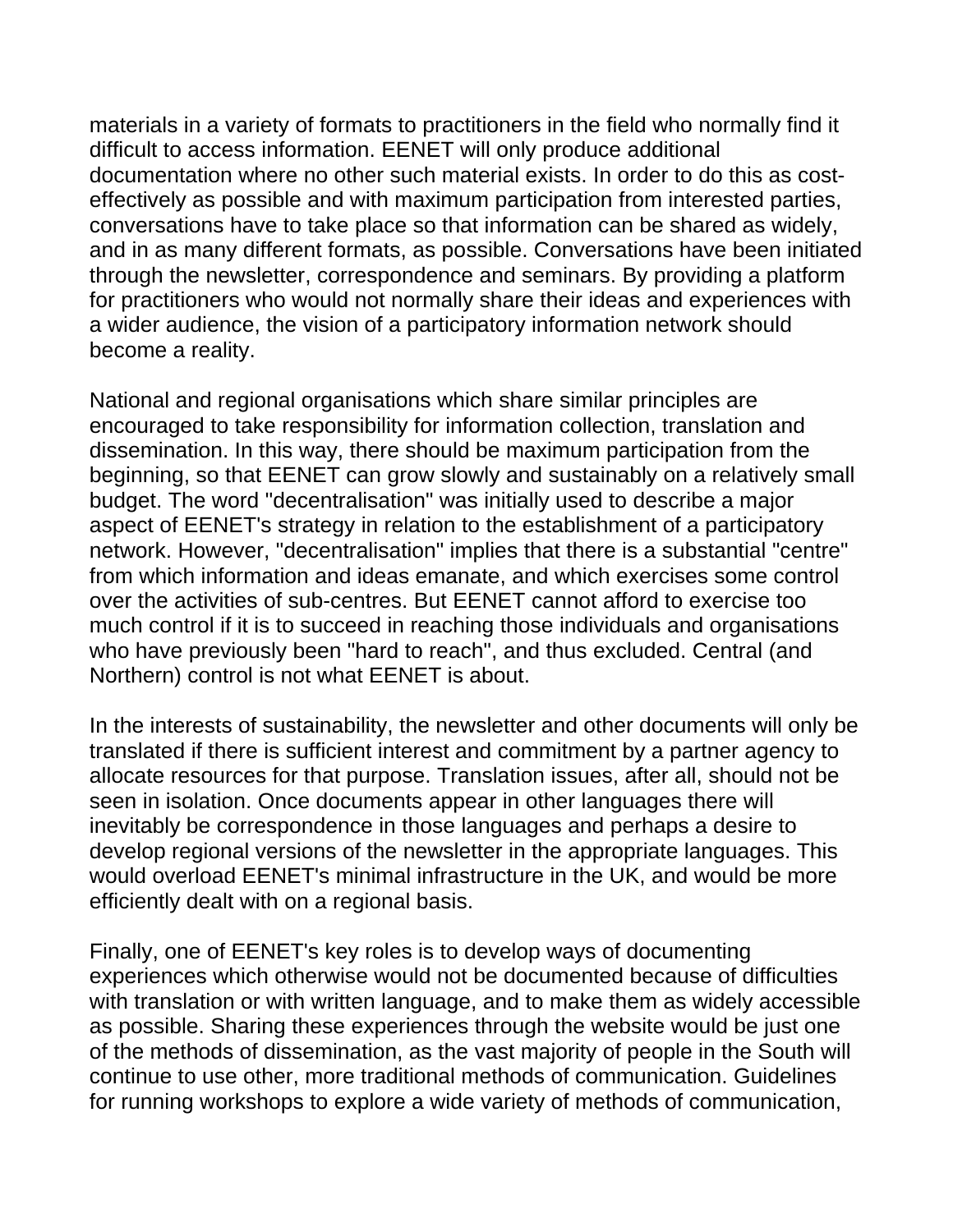materials in a variety of formats to practitioners in the field who normally find it difficult to access information. EENET will only produce additional documentation where no other such material exists. In order to do this as cost-effectively as possible and with maximum participation from interested parties, conversations have to take place so that information can be shared as widely, and in as many different formats, as possible. Conversations have been initiated through the newsletter, correspondence and seminars. By providing a platform for practitioners who would not normally share their ideas and experiences with a wider audience, the vision of a participatory information network should become a reality.

National and regional organisations which share similar principles are encouraged to take responsibility for information collection, translation and dissemination. In this way, there should be maximum participation from the beginning, so that EENET can grow slowly and sustainably on a relatively small budget. The word "decentralisation" was initially used to describe a major aspect of EENET's strategy in relation to the establishment of a participatory network. However, "decentralisation" implies that there is a substantial "centre" from which information and ideas emanate, and which exercises some control over the activities of sub-centres. But EENET cannot afford to exercise too much control if it is to succeed in reaching those individuals and organisations who have previously been "hard to reach", and thus excluded. Central (and Northern) control is not what EENET is about.

In the interests of sustainability, the newsletter and other documents will only be translated if there is sufficient interest and commitment by a partner agency to allocate resources for that purpose. Translation issues, after all, should not be seen in isolation. Once documents appear in other languages there will inevitably be correspondence in those languages and perhaps a desire to develop regional versions of the newsletter in the appropriate languages. This would overload EENET's minimal infrastructure in the UK, and would be more efficiently dealt with on a regional basis.

Finally, one of EENET's key roles is to develop ways of documenting experiences which otherwise would not be documented because of difficulties with translation or with written language, and to make them as widely accessible as possible. Sharing these experiences through the website would be just one of the methods of dissemination, as the vast majority of people in the South will continue to use other, more traditional methods of communication. Guidelines for running workshops to explore a wide variety of methods of communication,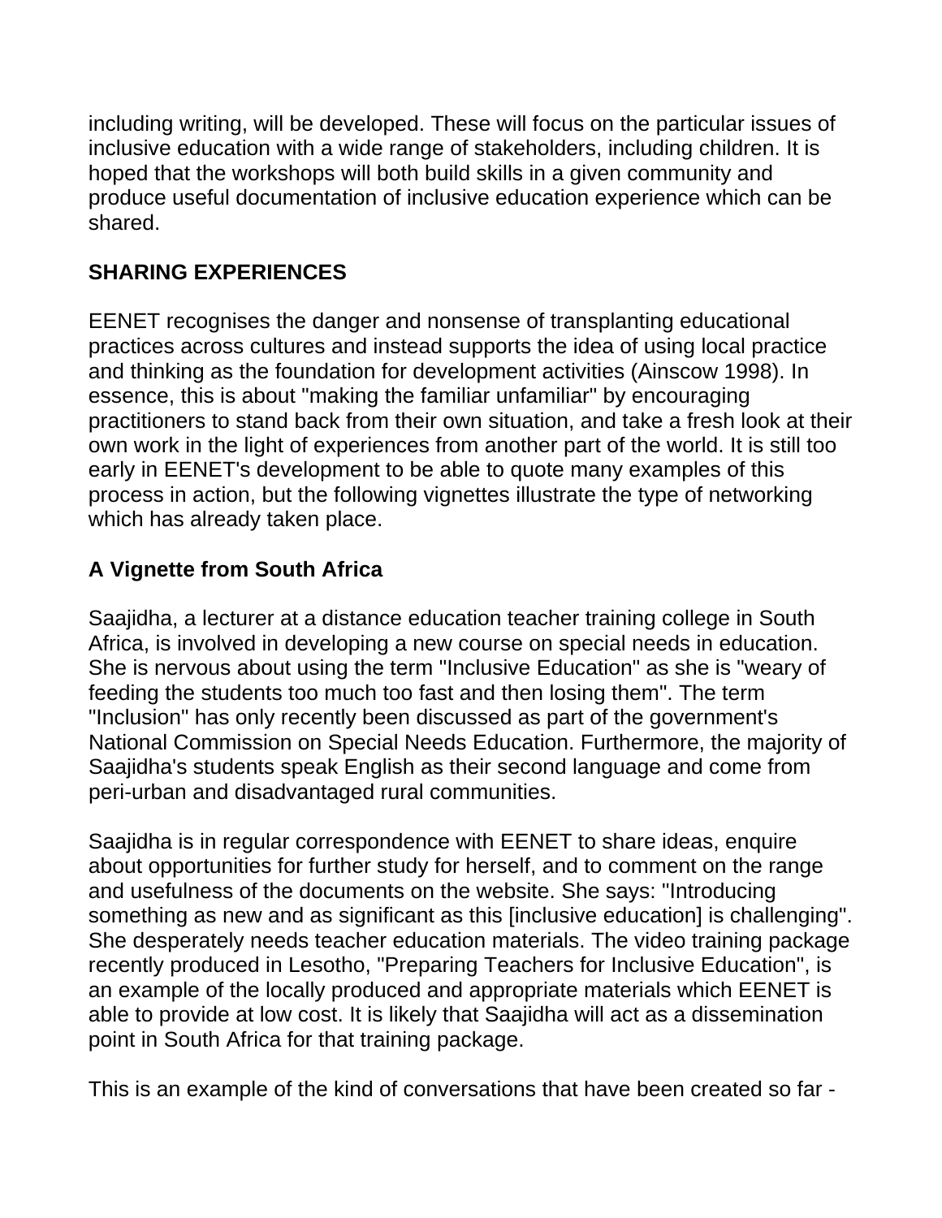including writing, will be developed. These will focus on the particular issues of inclusive education with a wide range of stakeholders, including children. It is hoped that the workshops will both build skills in a given community and produce useful documentation of inclusive education experience which can be shared.

## SHARING EXPERIENCES

EENET recognises the danger and nonsense of transplanting educational practices across cultures and instead supports the idea of using local practice and thinking as the foundation for development activities (Ainscow 1998). In essence, this is about "making the familiar unfamiliar" by encouraging practitioners to stand back from their own situation, and take a fresh look at their own work in the light of experiences from another part of the world. It is still too early in EENET's development to be able to quote many examples of this process in action, but the following vignettes illustrate the type of networking which has already taken place.

### A Vignette from South Africa

Saajidha, a lecturer at a distance education teacher training college in South Africa, is involved in developing a new course on special needs in education. She is nervous about using the term "Inclusive Education" as she is "weary of feeding the students too much too fast and then losing them". The term "Inclusion" has only recently been discussed as part of the government's National Commission on Special Needs Education. Furthermore, the majority of Saajidha's students speak English as their second language and come from peri-urban and disadvantaged rural communities.

Saajidha is in regular correspondence with EENET to share ideas, enquire about opportunities for further study for herself, and to comment on the range and usefulness of the documents on the website. She says: "Introducing something as new and as significant as this [inclusive education] is challenging". She desperately needs teacher education materials. The video training package recently produced in Lesotho, "Preparing Teachers for Inclusive Education", is an example of the locally produced and appropriate materials which EENET is able to provide at low cost. It is likely that Saajidha will act as a dissemination point in South Africa for that training package.

This is an example of the kind of conversations that have been created so far -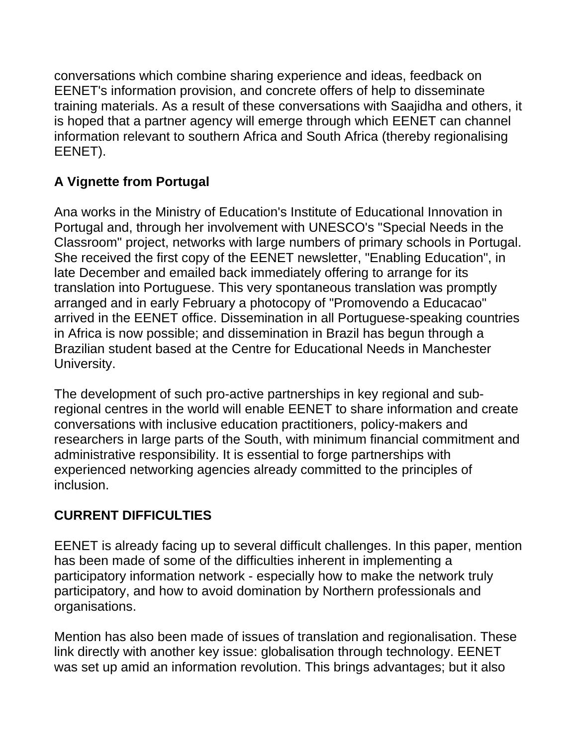conversations which combine sharing experience and ideas, feedback on EENET's information provision, and concrete offers of help to disseminate training materials. As a result of these conversations with Saajidha and others, it is hoped that a partner agency will emerge through which EENET can channel information relevant to southern Africa and South Africa (thereby regionalising EENET).

### A Vignette from Portugal

Ana works in the Ministry of Education's Institute of Educational Innovation in Portugal and, through her involvement with UNESCO's "Special Needs in the Classroom" project, networks with large numbers of primary schools in Portugal. She received the first copy of the EENET newsletter, "Enabling Education", in late December and emailed back immediately offering to arrange for its translation into Portuguese. This very spontaneous translation was promptly arranged and in early February a photocopy of "Promovendo a Educacao" arrived in the EENET office. Dissemination in all Portuguese-speaking countries in Africa is now possible; and dissemination in Brazil has begun through a Brazilian student based at the Centre for Educational Needs in Manchester University.

The development of such pro-active partnerships in key regional and sub-regional centres in the world will enable EENET to share information and create conversations with inclusive education practitioners, policy-makers and researchers in large parts of the South, with minimum financial commitment and administrative responsibility. It is essential to forge partnerships with experienced networking agencies already committed to the principles of inclusion.

## CURRENT DIFFICULTIES

EENET is already facing up to several difficult challenges. In this paper, mention has been made of some of the difficulties inherent in implementing a participatory information network - especially how to make the network truly participatory, and how to avoid domination by Northern professionals and organisations.

Mention has also been made of issues of translation and regionalisation. These link directly with another key issue: globalisation through technology. EENET was set up amid an information revolution. This brings advantages; but it also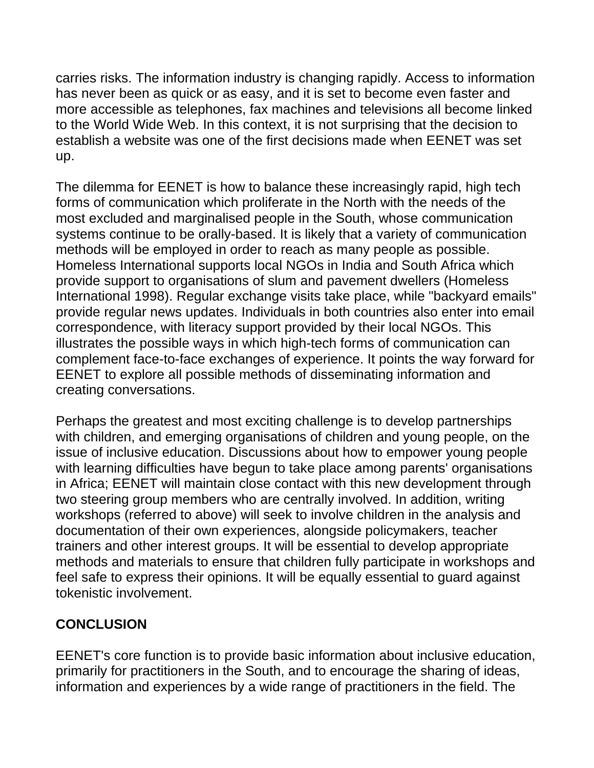carries risks. The information industry is changing rapidly. Access to information has never been as quick or as easy, and it is set to become even faster and more accessible as telephones, fax machines and televisions all become linked to the World Wide Web. In this context, it is not surprising that the decision to establish a website was one of the first decisions made when EENET was set up.

The dilemma for EENET is how to balance these increasingly rapid, high tech forms of communication which proliferate in the North with the needs of the most excluded and marginalised people in the South, whose communication systems continue to be orally-based. It is likely that a variety of communication methods will be employed in order to reach as many people as possible. Homeless International supports local NGOs in India and South Africa which provide support to organisations of slum and pavement dwellers (Homeless International 1998). Regular exchange visits take place, while "backyard emails" provide regular news updates. Individuals in both countries also enter into email correspondence, with literacy support provided by their local NGOs. This illustrates the possible ways in which high-tech forms of communication can complement face-to-face exchanges of experience. It points the way forward for EENET to explore all possible methods of disseminating information and creating conversations.

Perhaps the greatest and most exciting challenge is to develop partnerships with children, and emerging organisations of children and young people, on the issue of inclusive education. Discussions about how to empower young people with learning difficulties have begun to take place among parents' organisations in Africa; EENET will maintain close contact with this new development through two steering group members who are centrally involved. In addition, writing workshops (referred to above) will seek to involve children in the analysis and documentation of their own experiences, alongside policymakers, teacher trainers and other interest groups. It will be essential to develop appropriate methods and materials to ensure that children fully participate in workshops and feel safe to express their opinions. It will be equally essential to guard against tokenistic involvement.

## CONCLUSION

EENET's core function is to provide basic information about inclusive education, primarily for practitioners in the South, and to encourage the sharing of ideas, information and experiences by a wide range of practitioners in the field. The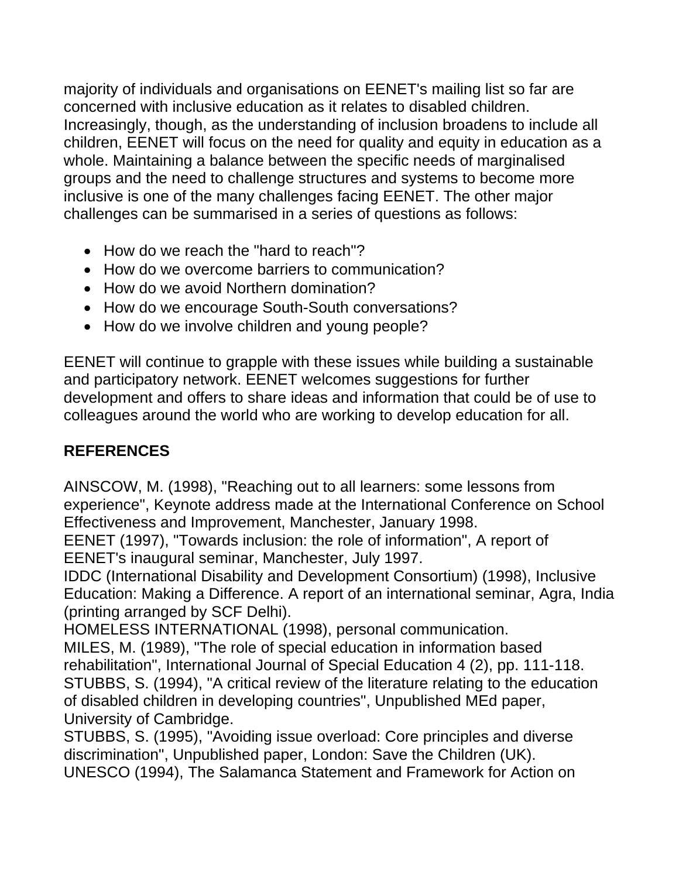majority of individuals and organisations on EENET's mailing list so far are concerned with inclusive education as it relates to disabled children. Increasingly, though, as the understanding of inclusion broadens to include all children, EENET will focus on the need for quality and equity in education as a whole. Maintaining a balance between the specific needs of marginalised groups and the need to challenge structures and systems to become more inclusive is one of the many challenges facing EENET. The other major challenges can be summarised in a series of questions as follows:

- How do we reach the "hard to reach"?
- How do we overcome barriers to communication?
- How do we avoid Northern domination?
- How do we encourage South-South conversations?
- How do we involve children and young people?

EENET will continue to grapple with these issues while building a sustainable and participatory network. EENET welcomes suggestions for further development and offers to share ideas and information that could be of use to colleagues around the world who are working to develop education for all.

## REFERENCES

AINSCOW, M. (1998), "Reaching out to all learners: some lessons from experience", Keynote address made at the International Conference on School Effectiveness and Improvement, Manchester, January 1998.
EENET (1997), "Towards inclusion: the role of information", A report of EENET's inaugural seminar, Manchester, July 1997.
IDDC (International Disability and Development Consortium) (1998), Inclusive Education: Making a Difference. A report of an international seminar, Agra, India (printing arranged by SCF Delhi).
HOMELESS INTERNATIONAL (1998), personal communication.
MILES, M. (1989), "The role of special education in information based rehabilitation", International Journal of Special Education 4 (2), pp. 111-118.
STUBBS, S. (1994), "A critical review of the literature relating to the education of disabled children in developing countries", Unpublished MEd paper, University of Cambridge.
STUBBS, S. (1995), "Avoiding issue overload: Core principles and diverse discrimination", Unpublished paper, London: Save the Children (UK).
UNESCO (1994), The Salamanca Statement and Framework for Action on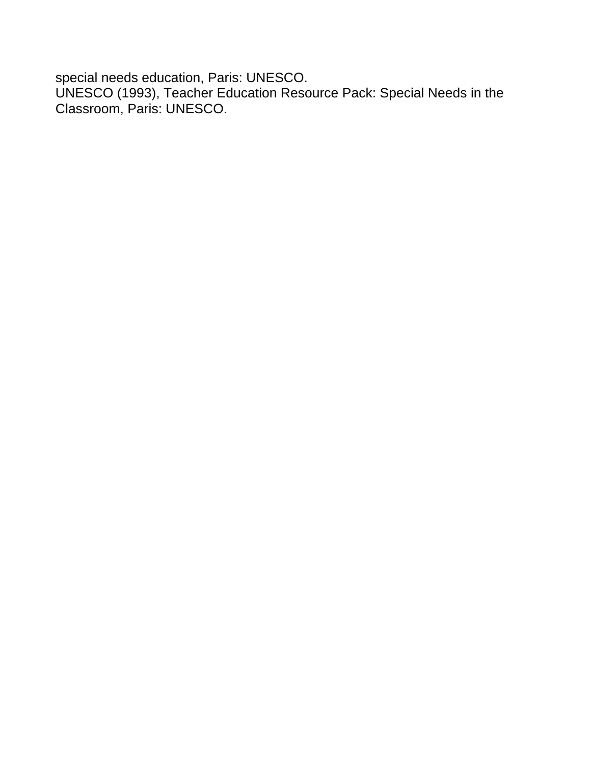special needs education, Paris: UNESCO.

UNESCO (1993), Teacher Education Resource Pack: Special Needs in the Classroom, Paris: UNESCO.